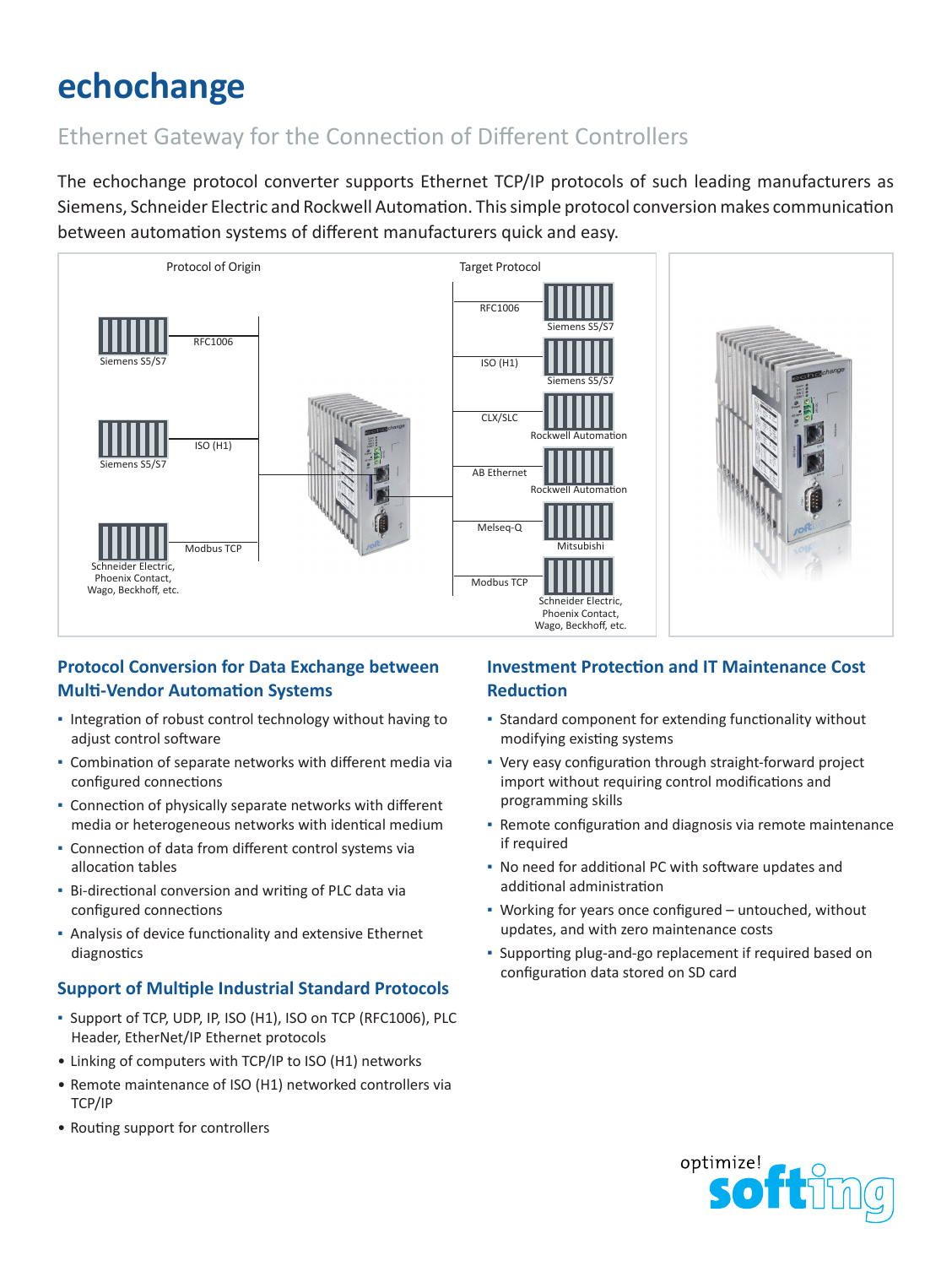# echochange

## Ethernet Gateway for the Connection of Different Controllers

The echochange protocol converter supports Ethernet TCP/IP protocols of such leading manufacturers as Siemens, Schneider Electric and Rockwell Automation. This simple protocol conversion makes communication between automation systems of different manufacturers quick and easy.

Protocol of Origin

Siemens S5/S7 — RFC1006

Siemens S5/S7 — ISO (H1)

Schneider Electric, Phoenix Contact, Wago, Beckhoff, etc. — Modbus TCP

Target Protocol

RFC1006 — Siemens S5/S7

ISO (H1) — Siemens S5/S7

CLX/SLC — Rockwell Automation

AB Ethernet — Rockwell Automation

Melseq-Q — Mitsubishi

Modbus TCP — Schneider Electric, Phoenix Contact, Wago, Beckhoff, etc.

### Protocol Conversion for Data Exchange between Multi-Vendor Automation Systems

- Integration of robust control technology without having to adjust control software
- Combination of separate networks with different media via configured connections
- Connection of physically separate networks with different media or heterogeneous networks with identical medium
- Connection of data from different control systems via allocation tables
- Bi-directional conversion and writing of PLC data via configured connections
- Analysis of device functionality and extensive Ethernet diagnostics

### Support of Multiple Industrial Standard Protocols

- Support of TCP, UDP, IP, ISO (H1), ISO on TCP (RFC1006), PLC Header, EtherNet/IP Ethernet protocols
- Linking of computers with TCP/IP to ISO (H1) networks
- Remote maintenance of ISO (H1) networked controllers via TCP/IP
- Routing support for controllers

### Investment Protection and IT Maintenance Cost Reduction

- Standard component for extending functionality without modifying existing systems
- Very easy configuration through straight-forward project import without requiring control modifications and programming skills
- Remote configuration and diagnosis via remote maintenance if required
- No need for additional PC with software updates and additional administration
- Working for years once configured – untouched, without updates, and with zero maintenance costs
- Supporting plug-and-go replacement if required based on configuration data stored on SD card

optimize! softing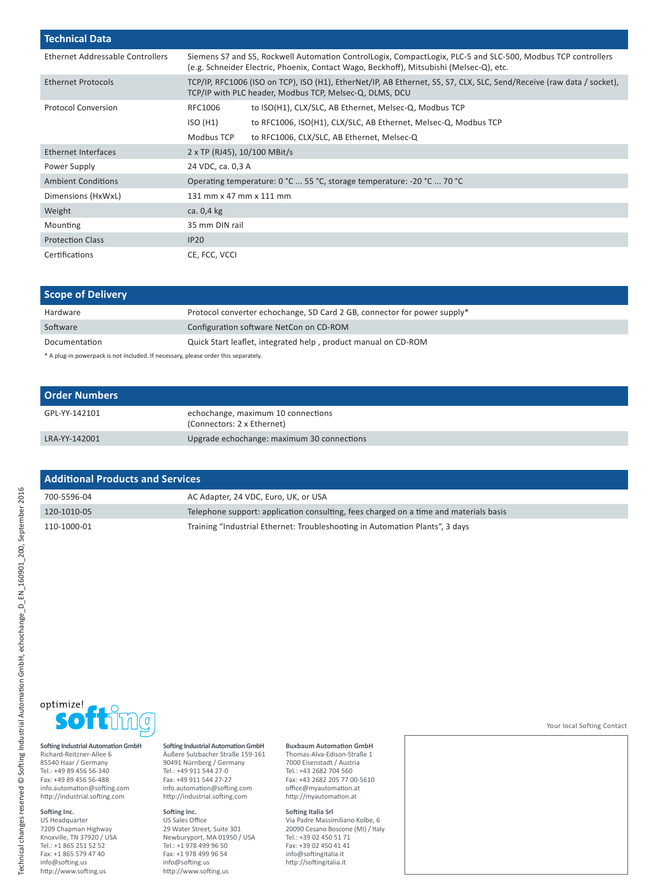## Technical Data

| | | |
|---|---|---|
| Ethernet Addressable Controllers | Siemens S7 and S5, Rockwell Automation ControlLogix, CompactLogix, PLC-5 and SLC-500, Modbus TCP controllers (e.g. Schneider Electric, Phoenix, Contact Wago, Beckhoff), Mitsubishi (Melsec-Q), etc. | |
| Ethernet Protocols | TCP/IP, RFC1006 (ISO on TCP), ISO (H1), EtherNet/IP, AB Ethernet, S5, S7, CLX, SLC, Send/Receive (raw data / socket), TCP/IP with PLC header, Modbus TCP, Melsec-Q, DLMS, DCU | |
| Protocol Conversion | RFC1006 | to ISO(H1), CLX/SLC, AB Ethernet, Melsec-Q, Modbus TCP |
| | ISO (H1) | to RFC1006, ISO(H1), CLX/SLC, AB Ethernet, Melsec-Q, Modbus TCP |
| | Modbus TCP | to RFC1006, CLX/SLC, AB Ethernet, Melsec-Q |
| Ethernet Interfaces | 2 x TP (RJ45), 10/100 MBit/s | |
| Power Supply | 24 VDC, ca. 0,3 A | |
| Ambient Conditions | Operating temperature: 0 °C ... 55 °C, storage temperature: -20 °C ... 70 °C | |
| Dimensions (HxWxL) | 131 mm x 47 mm x 111 mm | |
| Weight | ca. 0,4 kg | |
| Mounting | 35 mm DIN rail | |
| Protection Class | IP20 | |
| Certifications | CE, FCC, VCCI | |

## Scope of Delivery

| | |
|---|---|
| Hardware | Protocol converter echochange, SD Card 2 GB, connector for power supply* |
| Software | Configuration software NetCon on CD-ROM |
| Documentation | Quick Start leaflet, integrated help , product manual on CD-ROM |

* A plug-in powerpack is not included. If necessary, please order this separately.

## Order Numbers

| | |
|---|---|
| GPL-YY-142101 | echochange, maximum 10 connections (Connectors: 2 x Ethernet) |
| LRA-YY-142001 | Upgrade echochange: maximum 30 connections |

## Additional Products and Services

| | |
|---|---|
| 700-5596-04 | AC Adapter, 24 VDC, Euro, UK, or USA |
| 120-1010-05 | Telephone support: application consulting, fees charged on a time and materials basis |
| 110-1000-01 | Training “Industrial Ethernet: Troubleshooting in Automation Plants”, 3 days |

optimize! softing

Your local Softing Contact

**Softing Industrial Automation GmbH**
Richard-Reitzner-Allee 6
85540 Haar / Germany
Tel.: +49 89 456 56-340
Fax: +49 89 456 56-488
info.automation@softing.com
http://industrial.softing.com

**Softing Industrial Automation GmbH**
Äußere Sulzbacher Straße 159-161
90491 Nürnberg / Germany
Tel.: +49 911 544 27-0
Fax: +49 911 544 27-27
info.automation@softing.com
http://industrial.softing.com

**Buxbaum Automation GmbH**
Thomas-Alva-Edison-Straße 1
7000 Eisenstadt / Austria
Tel.: +43 2682 704 560
Fax: +43 2682 205 77 00-5610
office@myautomation.at
http://myautomation.at

**Softing Inc.**
US Headquarter
7209 Chapman Highway
Knoxville, TN 37920 / USA
Tel.: +1 865 251 52 52
Fax: +1 865 579 47 40
info@softing.us
http://www.softing.us

**Softing Inc.**
US Sales Office
29 Water Street, Suite 301
Newburyport, MA 01950 / USA
Tel.: +1 978 499 96 50
Fax: +1 978 499 96 54
info@softing.us
http://www.softing.us

**Softing Italia Srl**
Via Padre Massimiliano Kolbe, 6
20090 Cesano Boscone (MI) / Italy
Tel.: +39 02 450 51 71
Fax: +39 02 450 41 41
info@softingitalia.it
http://softingitalia.it

Technical changes reserved © Softing Industrial Automation GmbH, echochange_D_EN_160901_200, September 2016